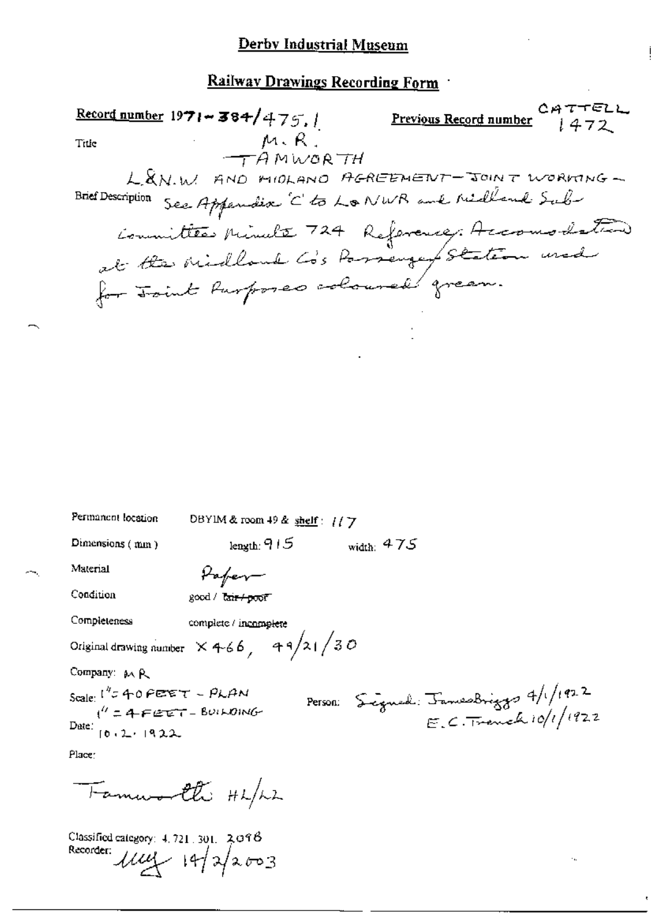# Derby Industrial Museum

## Railway Drawings Recording Form

**Record number** 1971-384/475.1

**Previous Record number** CATTELL 1472

Title M.R. TAMWORTH

L&N.W. AND MIDLAND AGREEMENT – JOINT WORKING –

Brief Description See Appendix 'C' to L&NWR and Midland Sub-committees Minute 724 Reference: Accomodation at the Midland Co's Passenger Station used for Joint Purposes coloured green.

Permanent location DBYIM & room 49 & shelf: 117

Dimensions (mm) length: 915 width: 475

Material Paper

Condition good / ~~fair / poor~~

Completeness complete / incomplete

Original drawing number X466, 49/21/30

Company: MR

Scale: 1" = 40 FEET – PLAN
1" = 4 FEET – BUILDING

Date: 10.2.1922

Person: Signed: James Briggs 4/1/1922
E.C. Trench 10/1/1922

Place:

Tamworth HL/LL

Classified category: 4.721.301. 2098

Recorder: [signature] 14/2/2003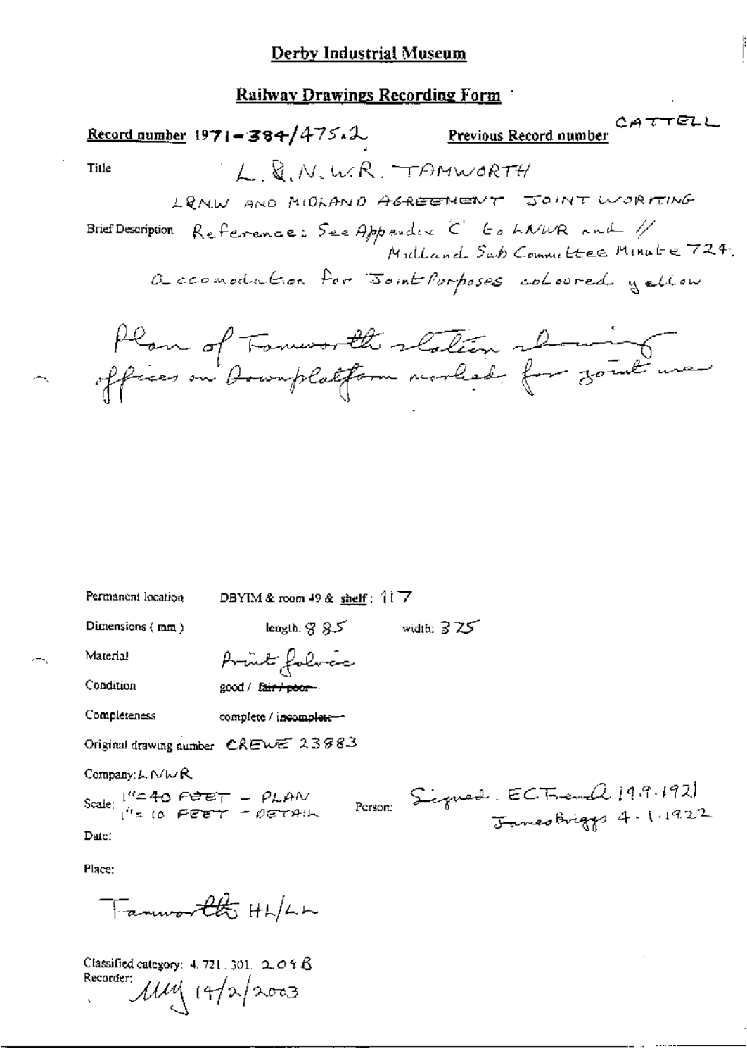# Derby Industrial Museum

## Railway Drawings Recording Form

**Record number** 1971-384/475.2 **Previous Record number** CATTELL

Title L.&.N.W.R. TAMWORTH

LRNW AND MIDLAND AGREEMENT JOINT WORKING

Brief Description Reference: See Appendix 'C' to LNWR and // Midland Sub Committee Minute 724.

accomodation for Joint Purposes coloured yellow

Plan of Tamworth station showing offices on Down platform marked for joint use

Permanent location DBYIM & room 49 & shelf: 117

Dimensions (mm) length: 885 width: 325

Material Print fabric

Condition good / ~~fair / poor~~

Completeness complete / ~~incomplete~~

Original drawing number CREWE 23883

Company: LNWR

Scale: 1"=40 FEET - PLAN
1"=10 FEET - DETAIL

Person: Signed. EC Trench 19.9.1921
James Briggs 4.1.1922

Date:

Place:

Tamworth HL/LL

Classified category: 4.721.301. 2.058

Recorder: MW 14/2/2003